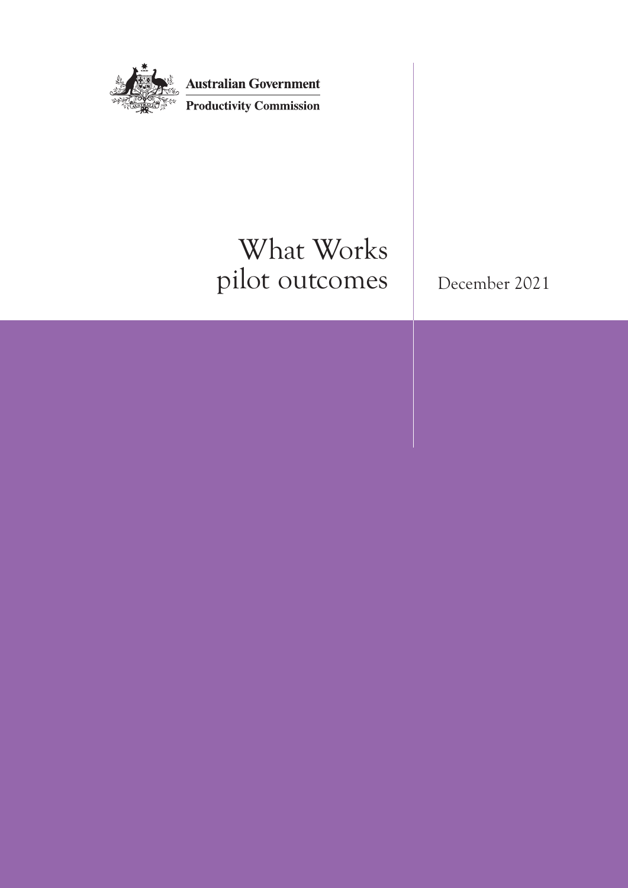Australian Government

Productivity Commission

# What Works pilot outcomes

December 2021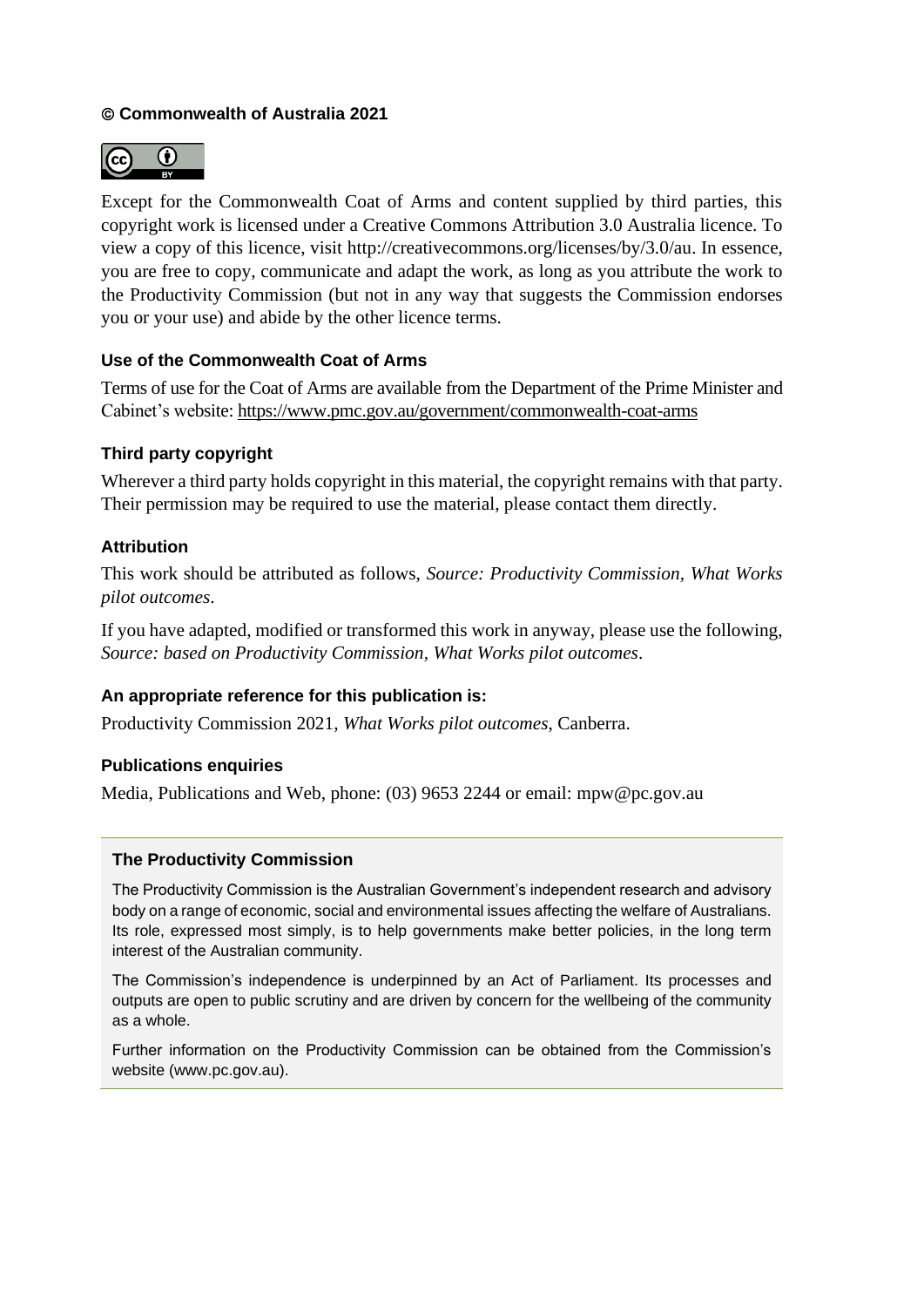**© Commonwealth of Australia 2021**

Except for the Commonwealth Coat of Arms and content supplied by third parties, this copyright work is licensed under a Creative Commons Attribution 3.0 Australia licence. To view a copy of this licence, visit http://creativecommons.org/licenses/by/3.0/au. In essence, you are free to copy, communicate and adapt the work, as long as you attribute the work to the Productivity Commission (but not in any way that suggests the Commission endorses you or your use) and abide by the other licence terms.

### Use of the Commonwealth Coat of Arms

Terms of use for the Coat of Arms are available from the Department of the Prime Minister and Cabinet's website: https://www.pmc.gov.au/government/commonwealth-coat-arms

### Third party copyright

Wherever a third party holds copyright in this material, the copyright remains with that party. Their permission may be required to use the material, please contact them directly.

### Attribution

This work should be attributed as follows, *Source: Productivity Commission, What Works pilot outcomes*.

If you have adapted, modified or transformed this work in anyway, please use the following, *Source: based on Productivity Commission, What Works pilot outcomes*.

### An appropriate reference for this publication is:

Productivity Commission 2021, *What Works pilot outcomes*, Canberra.

### Publications enquiries

Media, Publications and Web, phone: (03) 9653 2244 or email: mpw@pc.gov.au

---

### The Productivity Commission

The Productivity Commission is the Australian Government's independent research and advisory body on a range of economic, social and environmental issues affecting the welfare of Australians. Its role, expressed most simply, is to help governments make better policies, in the long term interest of the Australian community.

The Commission's independence is underpinned by an Act of Parliament. Its processes and outputs are open to public scrutiny and are driven by concern for the wellbeing of the community as a whole.

Further information on the Productivity Commission can be obtained from the Commission's website (www.pc.gov.au).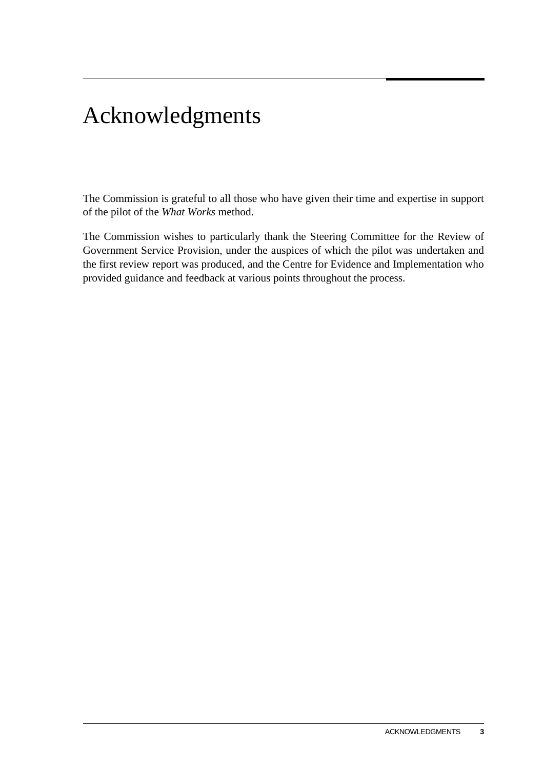# Acknowledgments

The Commission is grateful to all those who have given their time and expertise in support of the pilot of the *What Works* method.

The Commission wishes to particularly thank the Steering Committee for the Review of Government Service Provision, under the auspices of which the pilot was undertaken and the first review report was produced, and the Centre for Evidence and Implementation who provided guidance and feedback at various points throughout the process.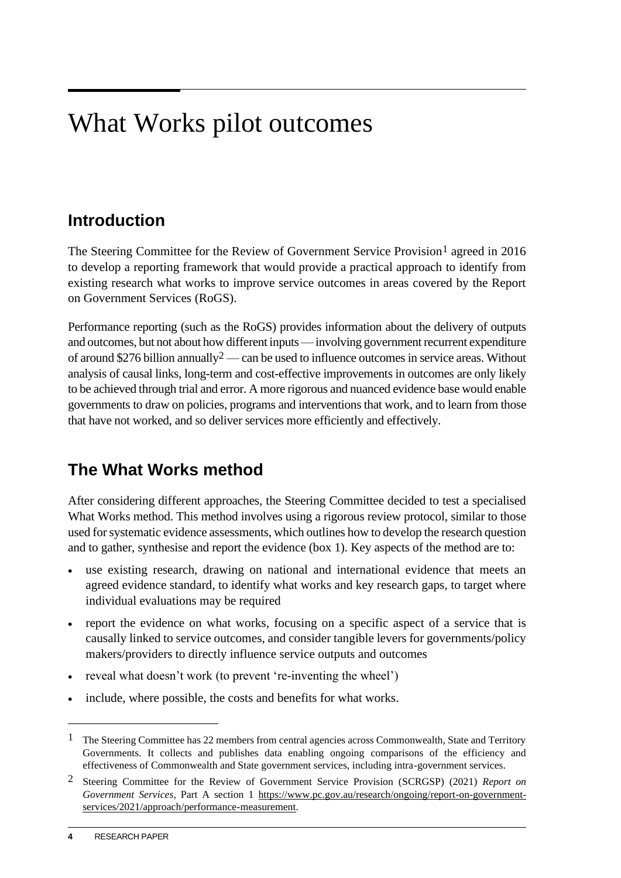# What Works pilot outcomes

## Introduction

The Steering Committee for the Review of Government Service Provision[1] agreed in 2016 to develop a reporting framework that would provide a practical approach to identify from existing research what works to improve service outcomes in areas covered by the Report on Government Services (RoGS).

Performance reporting (such as the RoGS) provides information about the delivery of outputs and outcomes, but not about how different inputs — involving government recurrent expenditure of around $276 billion annually[2] — can be used to influence outcomes in service areas. Without analysis of causal links, long-term and cost-effective improvements in outcomes are only likely to be achieved through trial and error. A more rigorous and nuanced evidence base would enable governments to draw on policies, programs and interventions that work, and to learn from those that have not worked, and so deliver services more efficiently and effectively.

## The What Works method

After considering different approaches, the Steering Committee decided to test a specialised What Works method. This method involves using a rigorous review protocol, similar to those used for systematic evidence assessments, which outlines how to develop the research question and to gather, synthesise and report the evidence (box 1). Key aspects of the method are to:

- use existing research, drawing on national and international evidence that meets an agreed evidence standard, to identify what works and key research gaps, to target where individual evaluations may be required
- report the evidence on what works, focusing on a specific aspect of a service that is causally linked to service outcomes, and consider tangible levers for governments/policy makers/providers to directly influence service outputs and outcomes
- reveal what doesn't work (to prevent 're-inventing the wheel')
- include, where possible, the costs and benefits for what works.

---

[1] The Steering Committee has 22 members from central agencies across Commonwealth, State and Territory Governments. It collects and publishes data enabling ongoing comparisons of the efficiency and effectiveness of Commonwealth and State government services, including intra-government services.

[2] Steering Committee for the Review of Government Service Provision (SCRGSP) (2021) *Report on Government Services*, Part A section 1 https://www.pc.gov.au/research/ongoing/report-on-government-services/2021/approach/performance-measurement.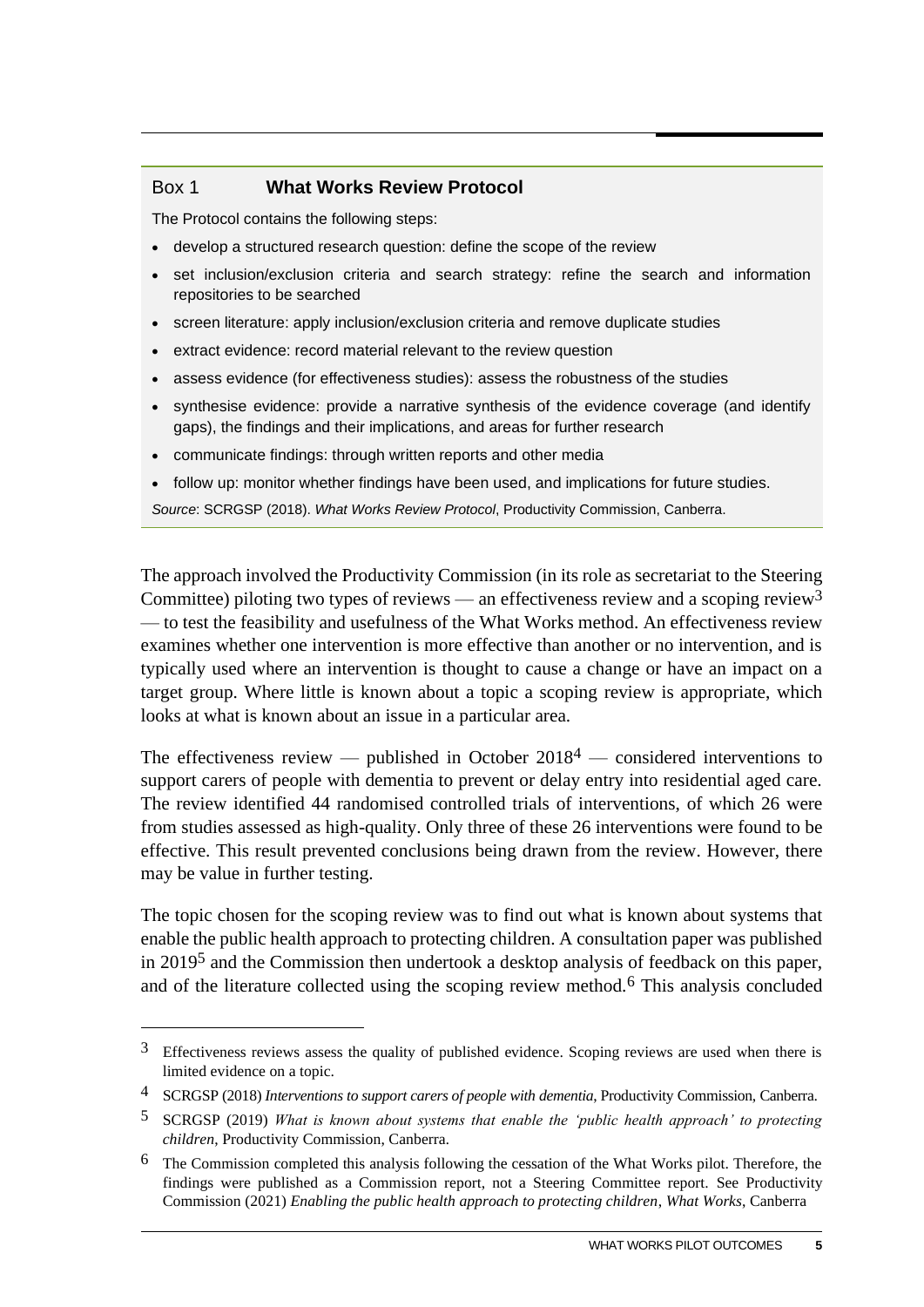### Box 1 What Works Review Protocol

The Protocol contains the following steps:

- develop a structured research question: define the scope of the review
- set inclusion/exclusion criteria and search strategy: refine the search and information repositories to be searched
- screen literature: apply inclusion/exclusion criteria and remove duplicate studies
- extract evidence: record material relevant to the review question
- assess evidence (for effectiveness studies): assess the robustness of the studies
- synthesise evidence: provide a narrative synthesis of the evidence coverage (and identify gaps), the findings and their implications, and areas for further research
- communicate findings: through written reports and other media
- follow up: monitor whether findings have been used, and implications for future studies.

*Source*: SCRGSP (2018). *What Works Review Protocol*, Productivity Commission, Canberra.

The approach involved the Productivity Commission (in its role as secretariat to the Steering Committee) piloting two types of reviews — an effectiveness review and a scoping review[3] — to test the feasibility and usefulness of the What Works method. An effectiveness review examines whether one intervention is more effective than another or no intervention, and is typically used where an intervention is thought to cause a change or have an impact on a target group. Where little is known about a topic a scoping review is appropriate, which looks at what is known about an issue in a particular area.

The effectiveness review — published in October 2018[4] — considered interventions to support carers of people with dementia to prevent or delay entry into residential aged care. The review identified 44 randomised controlled trials of interventions, of which 26 were from studies assessed as high-quality. Only three of these 26 interventions were found to be effective. This result prevented conclusions being drawn from the review. However, there may be value in further testing.

The topic chosen for the scoping review was to find out what is known about systems that enable the public health approach to protecting children. A consultation paper was published in 2019[5] and the Commission then undertook a desktop analysis of feedback on this paper, and of the literature collected using the scoping review method.[6] This analysis concluded

---

[3] Effectiveness reviews assess the quality of published evidence. Scoping reviews are used when there is limited evidence on a topic.

[4] SCRGSP (2018) *Interventions to support carers of people with dementia*, Productivity Commission, Canberra.

[5] SCRGSP (2019) *What is known about systems that enable the 'public health approach' to protecting children*, Productivity Commission, Canberra.

[6] The Commission completed this analysis following the cessation of the What Works pilot. Therefore, the findings were published as a Commission report, not a Steering Committee report. See Productivity Commission (2021) *Enabling the public health approach to protecting children*, *What Works*, Canberra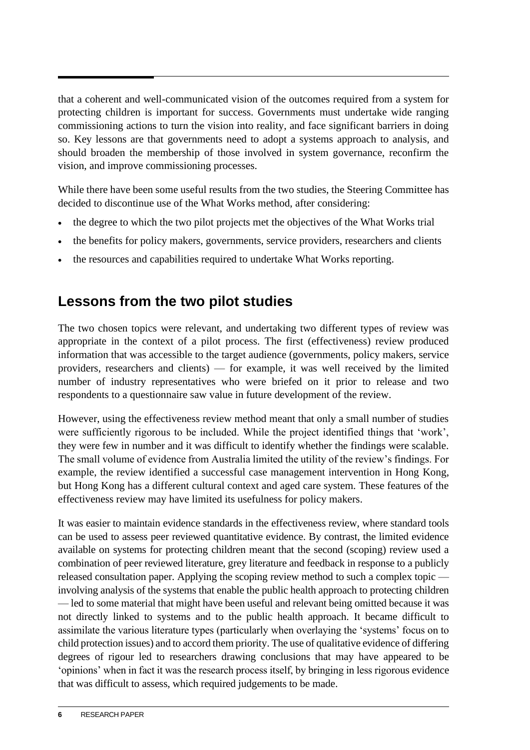that a coherent and well-communicated vision of the outcomes required from a system for protecting children is important for success. Governments must undertake wide ranging commissioning actions to turn the vision into reality, and face significant barriers in doing so. Key lessons are that governments need to adopt a systems approach to analysis, and should broaden the membership of those involved in system governance, reconfirm the vision, and improve commissioning processes.

While there have been some useful results from the two studies, the Steering Committee has decided to discontinue use of the What Works method, after considering:

- the degree to which the two pilot projects met the objectives of the What Works trial
- the benefits for policy makers, governments, service providers, researchers and clients
- the resources and capabilities required to undertake What Works reporting.

## Lessons from the two pilot studies

The two chosen topics were relevant, and undertaking two different types of review was appropriate in the context of a pilot process. The first (effectiveness) review produced information that was accessible to the target audience (governments, policy makers, service providers, researchers and clients) — for example, it was well received by the limited number of industry representatives who were briefed on it prior to release and two respondents to a questionnaire saw value in future development of the review.

However, using the effectiveness review method meant that only a small number of studies were sufficiently rigorous to be included. While the project identified things that 'work', they were few in number and it was difficult to identify whether the findings were scalable. The small volume of evidence from Australia limited the utility of the review's findings. For example, the review identified a successful case management intervention in Hong Kong, but Hong Kong has a different cultural context and aged care system. These features of the effectiveness review may have limited its usefulness for policy makers.

It was easier to maintain evidence standards in the effectiveness review, where standard tools can be used to assess peer reviewed quantitative evidence. By contrast, the limited evidence available on systems for protecting children meant that the second (scoping) review used a combination of peer reviewed literature, grey literature and feedback in response to a publicly released consultation paper. Applying the scoping review method to such a complex topic — involving analysis of the systems that enable the public health approach to protecting children — led to some material that might have been useful and relevant being omitted because it was not directly linked to systems and to the public health approach. It became difficult to assimilate the various literature types (particularly when overlaying the 'systems' focus on to child protection issues) and to accord them priority. The use of qualitative evidence of differing degrees of rigour led to researchers drawing conclusions that may have appeared to be 'opinions' when in fact it was the research process itself, by bringing in less rigorous evidence that was difficult to assess, which required judgements to be made.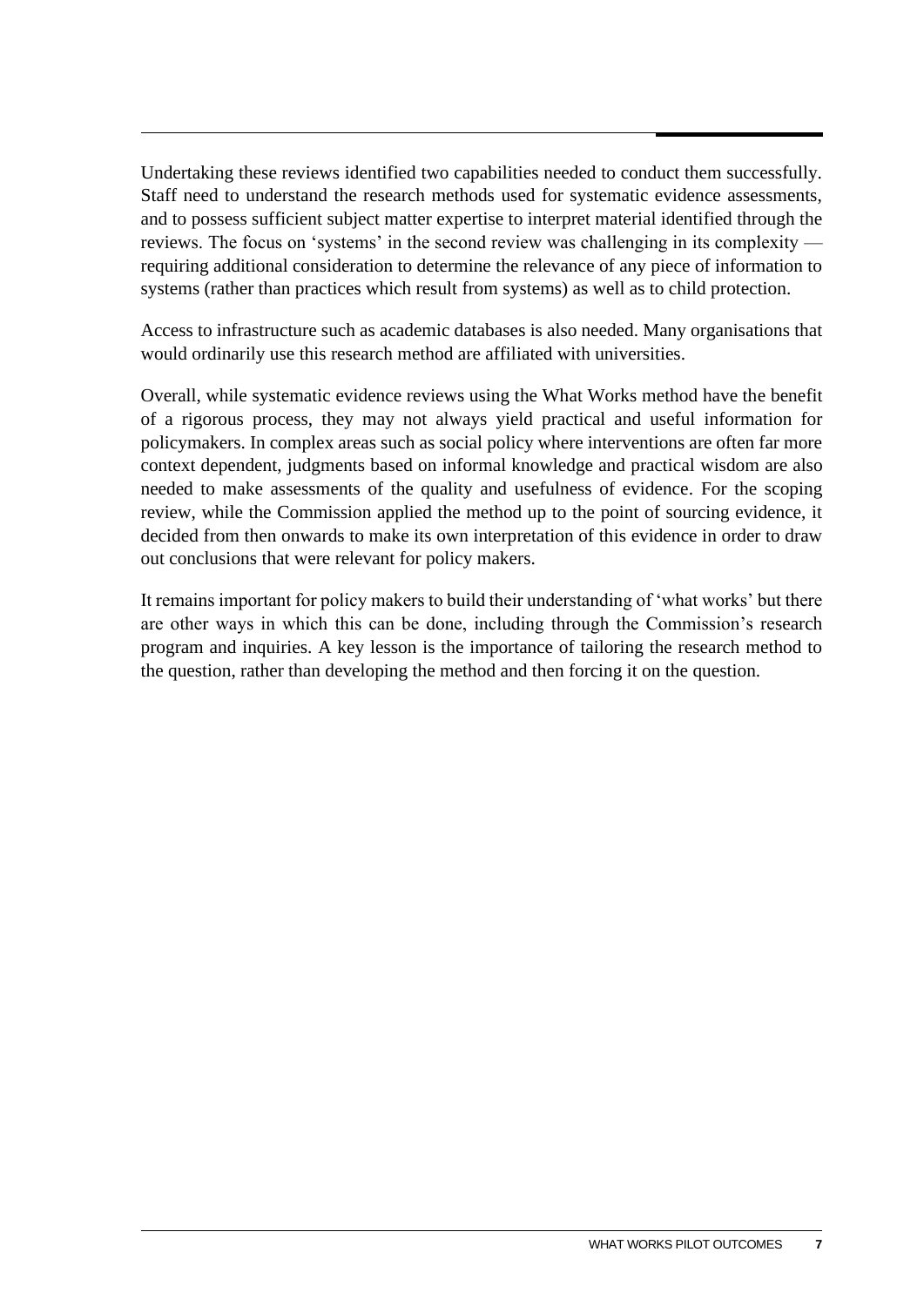Undertaking these reviews identified two capabilities needed to conduct them successfully. Staff need to understand the research methods used for systematic evidence assessments, and to possess sufficient subject matter expertise to interpret material identified through the reviews. The focus on 'systems' in the second review was challenging in its complexity — requiring additional consideration to determine the relevance of any piece of information to systems (rather than practices which result from systems) as well as to child protection.

Access to infrastructure such as academic databases is also needed. Many organisations that would ordinarily use this research method are affiliated with universities.

Overall, while systematic evidence reviews using the What Works method have the benefit of a rigorous process, they may not always yield practical and useful information for policymakers. In complex areas such as social policy where interventions are often far more context dependent, judgments based on informal knowledge and practical wisdom are also needed to make assessments of the quality and usefulness of evidence. For the scoping review, while the Commission applied the method up to the point of sourcing evidence, it decided from then onwards to make its own interpretation of this evidence in order to draw out conclusions that were relevant for policy makers.

It remains important for policy makers to build their understanding of 'what works' but there are other ways in which this can be done, including through the Commission's research program and inquiries. A key lesson is the importance of tailoring the research method to the question, rather than developing the method and then forcing it on the question.